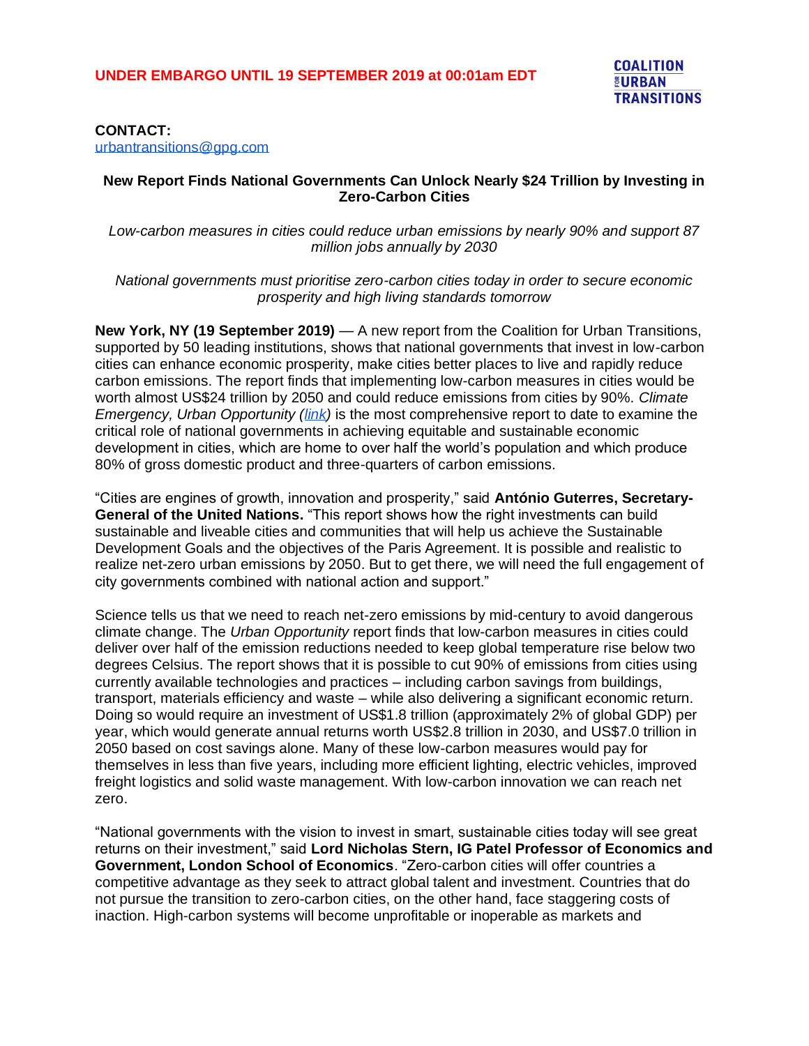**UNDER EMBARGO UNTIL 19 SEPTEMBER 2019 at 00:01am EDT**

COALITION FOR URBAN TRANSITIONS

**CONTACT:**
urbantransitions@gpg.com

# New Report Finds National Governments Can Unlock Nearly $24 Trillion by Investing in Zero-Carbon Cities

*Low-carbon measures in cities could reduce urban emissions by nearly 90% and support 87 million jobs annually by 2030*

*National governments must prioritise zero-carbon cities today in order to secure economic prosperity and high living standards tomorrow*

**New York, NY (19 September 2019)** — A new report from the Coalition for Urban Transitions, supported by 50 leading institutions, shows that national governments that invest in low-carbon cities can enhance economic prosperity, make cities better places to live and rapidly reduce carbon emissions. The report finds that implementing low-carbon measures in cities would be worth almost US$24 trillion by 2050 and could reduce emissions from cities by 90%. *Climate Emergency, Urban Opportunity (link)* is the most comprehensive report to date to examine the critical role of national governments in achieving equitable and sustainable economic development in cities, which are home to over half the world's population and which produce 80% of gross domestic product and three-quarters of carbon emissions.

"Cities are engines of growth, innovation and prosperity," said **António Guterres, Secretary-General of the United Nations.** "This report shows how the right investments can build sustainable and liveable cities and communities that will help us achieve the Sustainable Development Goals and the objectives of the Paris Agreement. It is possible and realistic to realize net-zero urban emissions by 2050. But to get there, we will need the full engagement of city governments combined with national action and support."

Science tells us that we need to reach net-zero emissions by mid-century to avoid dangerous climate change. The *Urban Opportunity* report finds that low-carbon measures in cities could deliver over half of the emission reductions needed to keep global temperature rise below two degrees Celsius. The report shows that it is possible to cut 90% of emissions from cities using currently available technologies and practices – including carbon savings from buildings, transport, materials efficiency and waste – while also delivering a significant economic return. Doing so would require an investment of US$1.8 trillion (approximately 2% of global GDP) per year, which would generate annual returns worth US$2.8 trillion in 2030, and US$7.0 trillion in 2050 based on cost savings alone. Many of these low-carbon measures would pay for themselves in less than five years, including more efficient lighting, electric vehicles, improved freight logistics and solid waste management. With low-carbon innovation we can reach net zero.

"National governments with the vision to invest in smart, sustainable cities today will see great returns on their investment," said **Lord Nicholas Stern, IG Patel Professor of Economics and Government, London School of Economics**. "Zero-carbon cities will offer countries a competitive advantage as they seek to attract global talent and investment. Countries that do not pursue the transition to zero-carbon cities, on the other hand, face staggering costs of inaction. High-carbon systems will become unprofitable or inoperable as markets and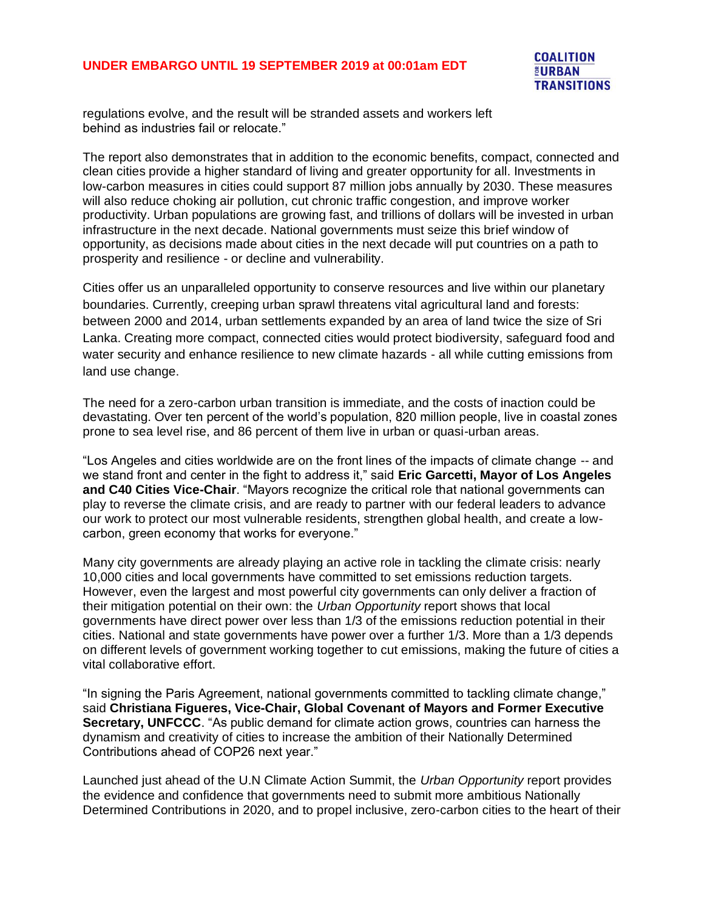regulations evolve, and the result will be stranded assets and workers left behind as industries fail or relocate."

The report also demonstrates that in addition to the economic benefits, compact, connected and clean cities provide a higher standard of living and greater opportunity for all. Investments in low-carbon measures in cities could support 87 million jobs annually by 2030. These measures will also reduce choking air pollution, cut chronic traffic congestion, and improve worker productivity. Urban populations are growing fast, and trillions of dollars will be invested in urban infrastructure in the next decade. National governments must seize this brief window of opportunity, as decisions made about cities in the next decade will put countries on a path to prosperity and resilience - or decline and vulnerability.

Cities offer us an unparalleled opportunity to conserve resources and live within our planetary boundaries. Currently, creeping urban sprawl threatens vital agricultural land and forests: between 2000 and 2014, urban settlements expanded by an area of land twice the size of Sri Lanka. Creating more compact, connected cities would protect biodiversity, safeguard food and water security and enhance resilience to new climate hazards - all while cutting emissions from land use change.

The need for a zero-carbon urban transition is immediate, and the costs of inaction could be devastating. Over ten percent of the world's population, 820 million people, live in coastal zones prone to sea level rise, and 86 percent of them live in urban or quasi-urban areas.

"Los Angeles and cities worldwide are on the front lines of the impacts of climate change -- and we stand front and center in the fight to address it," said **Eric Garcetti, Mayor of Los Angeles and C40 Cities Vice-Chair**. "Mayors recognize the critical role that national governments can play to reverse the climate crisis, and are ready to partner with our federal leaders to advance our work to protect our most vulnerable residents, strengthen global health, and create a low-carbon, green economy that works for everyone."

Many city governments are already playing an active role in tackling the climate crisis: nearly 10,000 cities and local governments have committed to set emissions reduction targets. However, even the largest and most powerful city governments can only deliver a fraction of their mitigation potential on their own: the *Urban Opportunity* report shows that local governments have direct power over less than 1/3 of the emissions reduction potential in their cities. National and state governments have power over a further 1/3. More than a 1/3 depends on different levels of government working together to cut emissions, making the future of cities a vital collaborative effort.

"In signing the Paris Agreement, national governments committed to tackling climate change," said **Christiana Figueres, Vice-Chair, Global Covenant of Mayors and Former Executive Secretary, UNFCCC**. "As public demand for climate action grows, countries can harness the dynamism and creativity of cities to increase the ambition of their Nationally Determined Contributions ahead of COP26 next year."

Launched just ahead of the U.N Climate Action Summit, the *Urban Opportunity* report provides the evidence and confidence that governments need to submit more ambitious Nationally Determined Contributions in 2020, and to propel inclusive, zero-carbon cities to the heart of their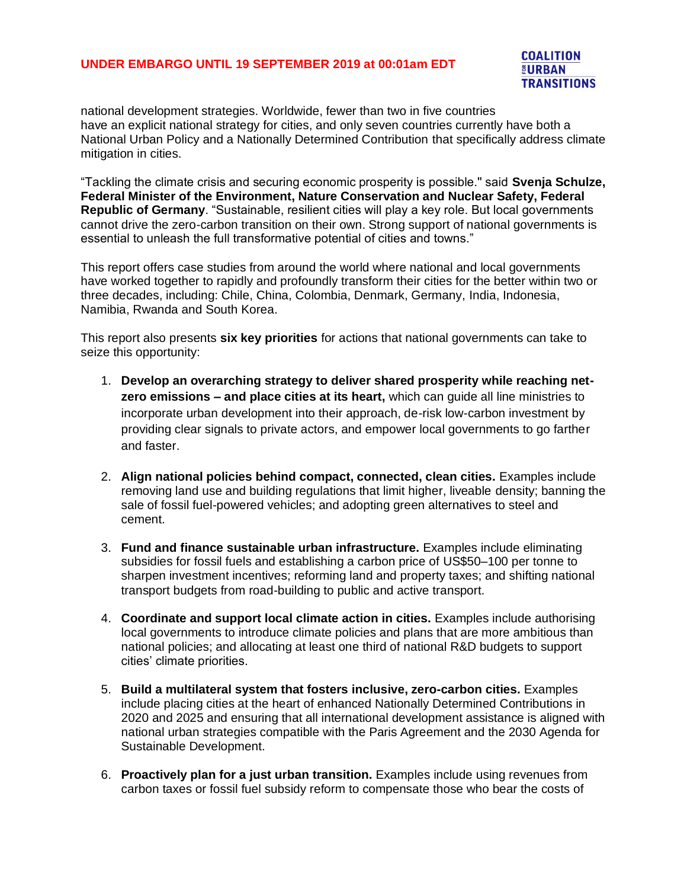national development strategies. Worldwide, fewer than two in five countries have an explicit national strategy for cities, and only seven countries currently have both a National Urban Policy and a Nationally Determined Contribution that specifically address climate mitigation in cities.

"Tackling the climate crisis and securing economic prosperity is possible." said **Svenja Schulze, Federal Minister of the Environment, Nature Conservation and Nuclear Safety, Federal Republic of Germany**. "Sustainable, resilient cities will play a key role. But local governments cannot drive the zero-carbon transition on their own. Strong support of national governments is essential to unleash the full transformative potential of cities and towns."

This report offers case studies from around the world where national and local governments have worked together to rapidly and profoundly transform their cities for the better within two or three decades, including: Chile, China, Colombia, Denmark, Germany, India, Indonesia, Namibia, Rwanda and South Korea.

This report also presents **six key priorities** for actions that national governments can take to seize this opportunity:

1. **Develop an overarching strategy to deliver shared prosperity while reaching net-zero emissions – and place cities at its heart,** which can guide all line ministries to incorporate urban development into their approach, de-risk low-carbon investment by providing clear signals to private actors, and empower local governments to go farther and faster.

2. **Align national policies behind compact, connected, clean cities.** Examples include removing land use and building regulations that limit higher, liveable density; banning the sale of fossil fuel-powered vehicles; and adopting green alternatives to steel and cement.

3. **Fund and finance sustainable urban infrastructure.** Examples include eliminating subsidies for fossil fuels and establishing a carbon price of US$50–100 per tonne to sharpen investment incentives; reforming land and property taxes; and shifting national transport budgets from road-building to public and active transport.

4. **Coordinate and support local climate action in cities.** Examples include authorising local governments to introduce climate policies and plans that are more ambitious than national policies; and allocating at least one third of national R&D budgets to support cities' climate priorities.

5. **Build a multilateral system that fosters inclusive, zero-carbon cities.** Examples include placing cities at the heart of enhanced Nationally Determined Contributions in 2020 and 2025 and ensuring that all international development assistance is aligned with national urban strategies compatible with the Paris Agreement and the 2030 Agenda for Sustainable Development.

6. **Proactively plan for a just urban transition.** Examples include using revenues from carbon taxes or fossil fuel subsidy reform to compensate those who bear the costs of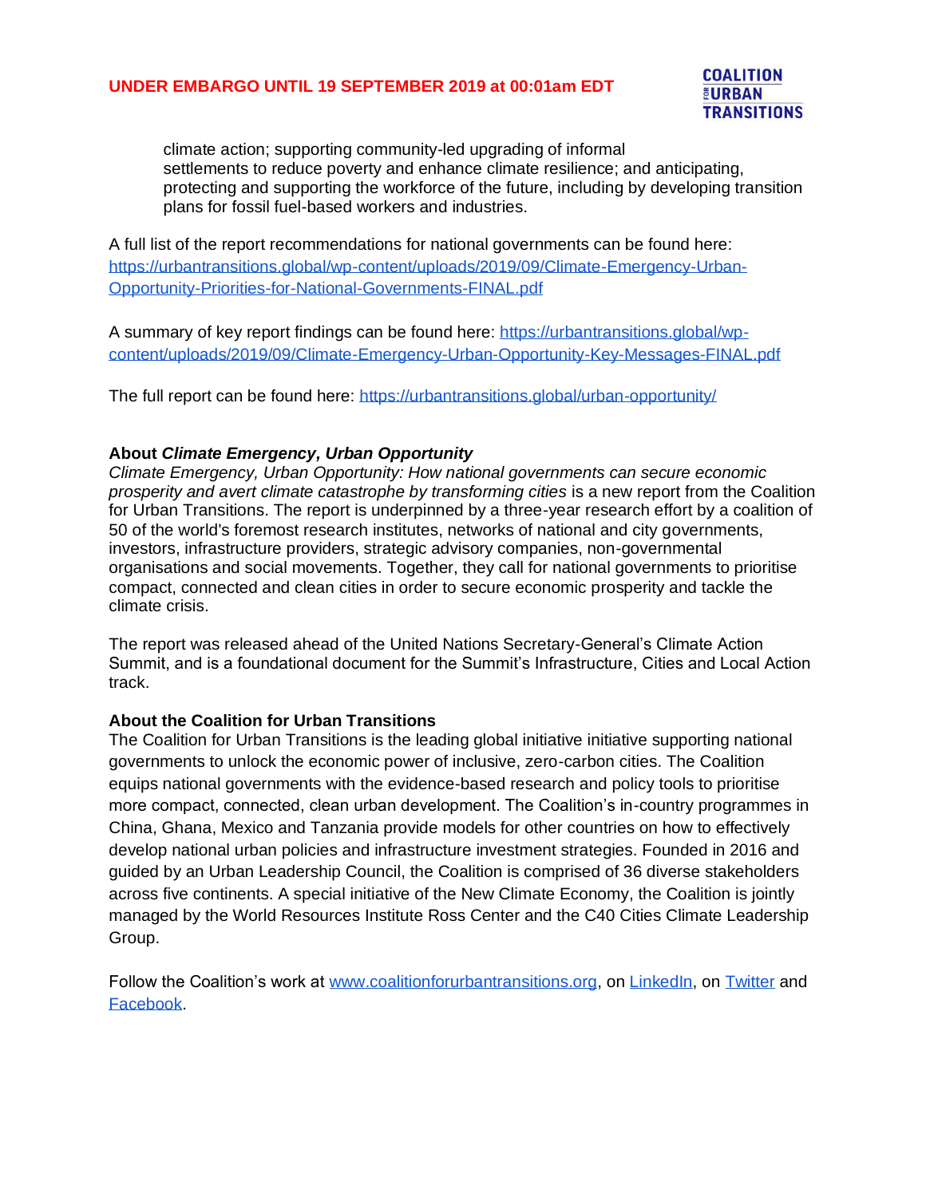climate action; supporting community-led upgrading of informal settlements to reduce poverty and enhance climate resilience; and anticipating, protecting and supporting the workforce of the future, including by developing transition plans for fossil fuel-based workers and industries.

A full list of the report recommendations for national governments can be found here: https://urbantransitions.global/wp-content/uploads/2019/09/Climate-Emergency-Urban-Opportunity-Priorities-for-National-Governments-FINAL.pdf

A summary of key report findings can be found here: https://urbantransitions.global/wp-content/uploads/2019/09/Climate-Emergency-Urban-Opportunity-Key-Messages-FINAL.pdf

The full report can be found here: https://urbantransitions.global/urban-opportunity/

**About *Climate Emergency, Urban Opportunity***
*Climate Emergency, Urban Opportunity: How national governments can secure economic prosperity and avert climate catastrophe by transforming cities* is a new report from the Coalition for Urban Transitions. The report is underpinned by a three-year research effort by a coalition of 50 of the world's foremost research institutes, networks of national and city governments, investors, infrastructure providers, strategic advisory companies, non-governmental organisations and social movements. Together, they call for national governments to prioritise compact, connected and clean cities in order to secure economic prosperity and tackle the climate crisis.

The report was released ahead of the United Nations Secretary-General's Climate Action Summit, and is a foundational document for the Summit's Infrastructure, Cities and Local Action track.

**About the Coalition for Urban Transitions**
The Coalition for Urban Transitions is the leading global initiative initiative supporting national governments to unlock the economic power of inclusive, zero-carbon cities. The Coalition equips national governments with the evidence-based research and policy tools to prioritise more compact, connected, clean urban development. The Coalition's in-country programmes in China, Ghana, Mexico and Tanzania provide models for other countries on how to effectively develop national urban policies and infrastructure investment strategies. Founded in 2016 and guided by an Urban Leadership Council, the Coalition is comprised of 36 diverse stakeholders across five continents. A special initiative of the New Climate Economy, the Coalition is jointly managed by the World Resources Institute Ross Center and the C40 Cities Climate Leadership Group.

Follow the Coalition's work at www.coalitionforurbantransitions.org, on LinkedIn, on Twitter and Facebook.